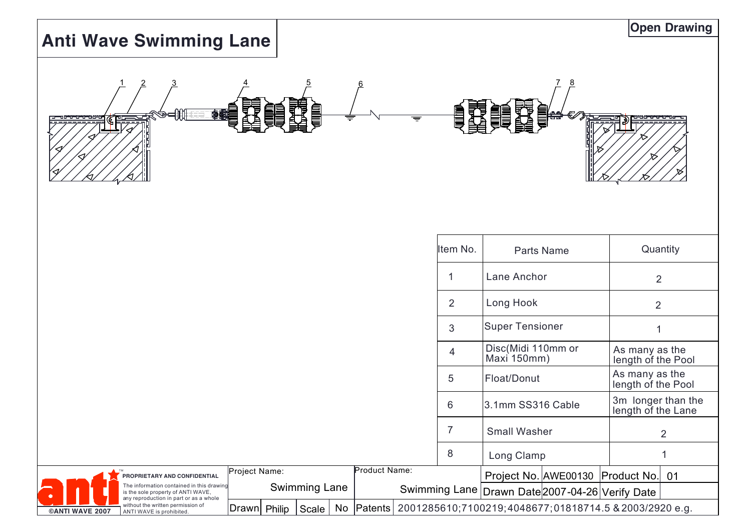# Anti Wave Swimming Lane

**Open Drawing**

1 2 3 4 5 6 7 8

| Item No. | Parts Name | Quantity |
|---|---|---|
| 1 | Lane Anchor | 2 |
| 2 | Long Hook | 2 |
| 3 | Super Tensioner | 1 |
| 4 | Disc(Midi 110mm or Maxi 150mm) | As many as the length of the Pool |
| 5 | Float/Donut | As many as the length of the Pool |
| 6 | 3.1mm SS316 Cable | 3m longer than the length of the Lane |
| 7 | Small Washer | 2 |
| 8 | Long Clamp | 1 |

anti™

©ANTI WAVE 2007

**PROPRIETARY AND CONFIDENTIAL**

The information contained in this drawing is the sole property of ANTI WAVE, any reproduction in part or as a whole without the written permission of ANTI WAVE is prohibited.

| Project Name: Swimming Lane | | | | Product Name: Swimming Lane | Project No. | AWE00130 | Product No. | 01 |
|---|---|---|---|---|---|---|---|---|
| | | | | | Drawn Date | 2007-04-26 | Verify Date | |
| Drawn | Philip | Scale | No | Patents | 2001285610;7100219;4048677;01818714.5 & 2003/2920 e.g. | | | |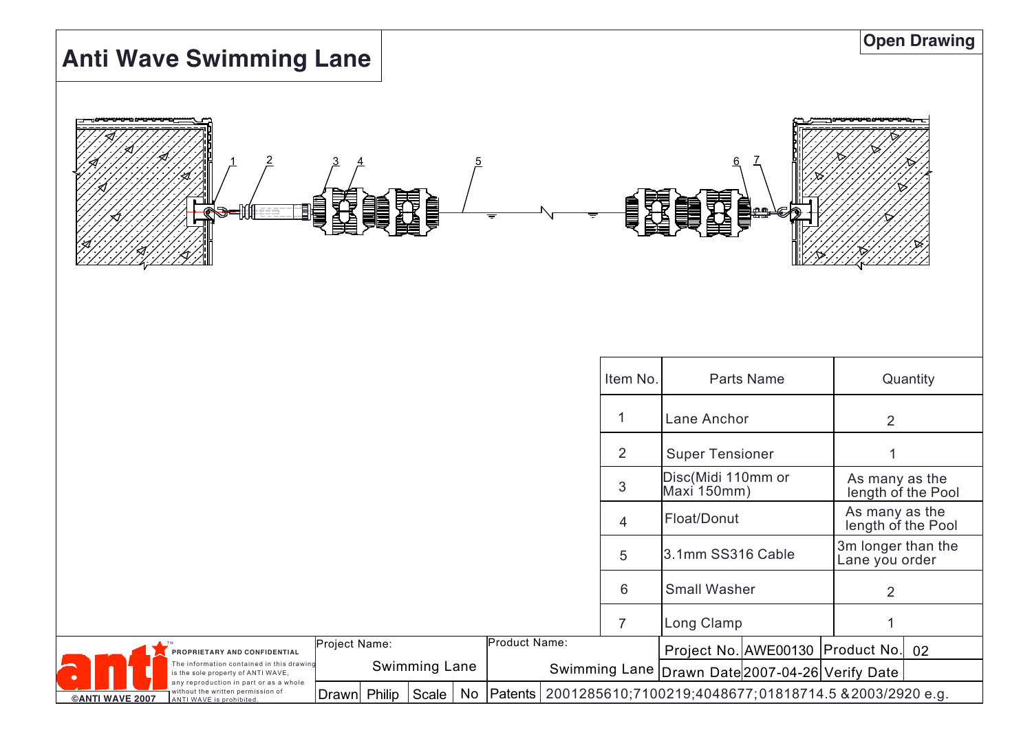# Anti Wave Swimming Lane

**Open Drawing**

1 2 3 4 5 6 7

| Item No. | Parts Name | Quantity |
|---|---|---|
| 1 | Lane Anchor | 2 |
| 2 | Super Tensioner | 1 |
| 3 | Disc(Midi 110mm or Maxi 150mm) | As many as the length of the Pool |
| 4 | Float/Donut | As many as the length of the Pool |
| 5 | 3.1mm SS316 Cable | 3m longer than the Lane you order |
| 6 | Small Washer | 2 |
| 7 | Long Clamp | 1 |

**PROPRIETARY AND CONFIDENTIAL**
The information contained in this drawing is the sole property of ANTI WAVE, any reproduction in part or as a whole without the written permission of ANTI WAVE is prohibited.

©ANTI WAVE 2007

| Project Name: | Product Name: | Project No. | AWE00130 | Product No. | 02 |
|---|---|---|---|---|---|
| Swimming Lane | Swimming Lane | Drawn Date | 2007-04-26 | Verify Date | |

| Drawn | Philip | Scale | No | Patents | 2001285610;7100219;4048677;01818714.5 &2003/2920 e.g. |
|---|---|---|---|---|---|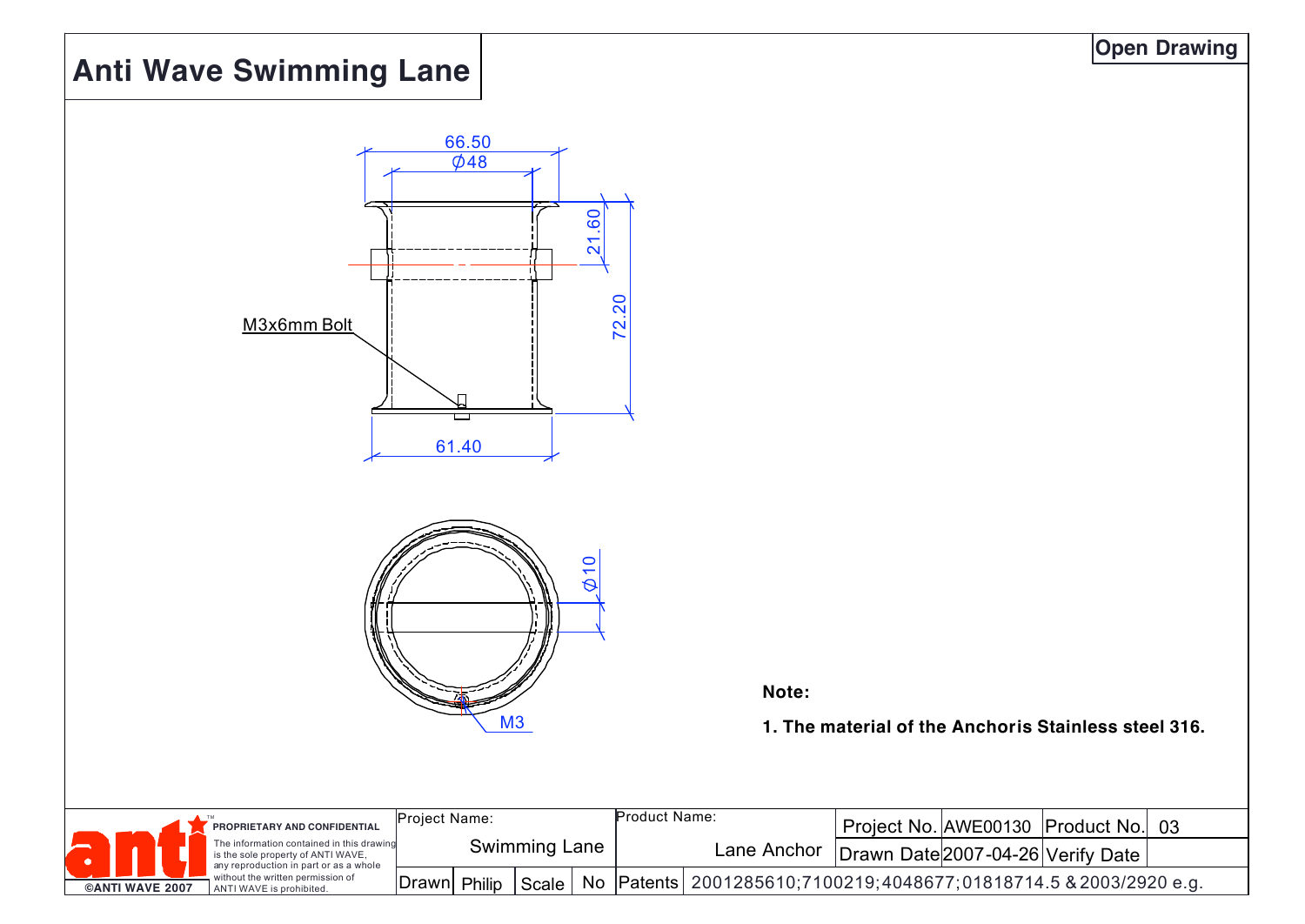# Anti Wave Swimming Lane

**Open Drawing**

66.50

Ø48

21.60

72.20

M3x6mm Bolt

61.40

Ø10

M3

**Note:**

**1. The material of the Anchoris Stainless steel 316.**

| PROPRIETARY AND CONFIDENTIAL | Project Name: | | | Product Name: | | | | |
|---|---|---|---|---|---|---|---|---|
| The information contained in this drawing is the sole property of ANTI WAVE, any reproduction in part or as a whole without the written permission of ANTI WAVE is prohibited. | Swimming Lane | | | Lane Anchor | Project No. | AWE00130 | Product No. | 03 |
| | | | | | Drawn Date | 2007-04-26 | Verify Date | |
| ©ANTI WAVE 2007 | Drawn | Philip | Scale | No | Patents | 2001285610;7100219;4048677;01818714.5 &2003/2920 e.g. | | |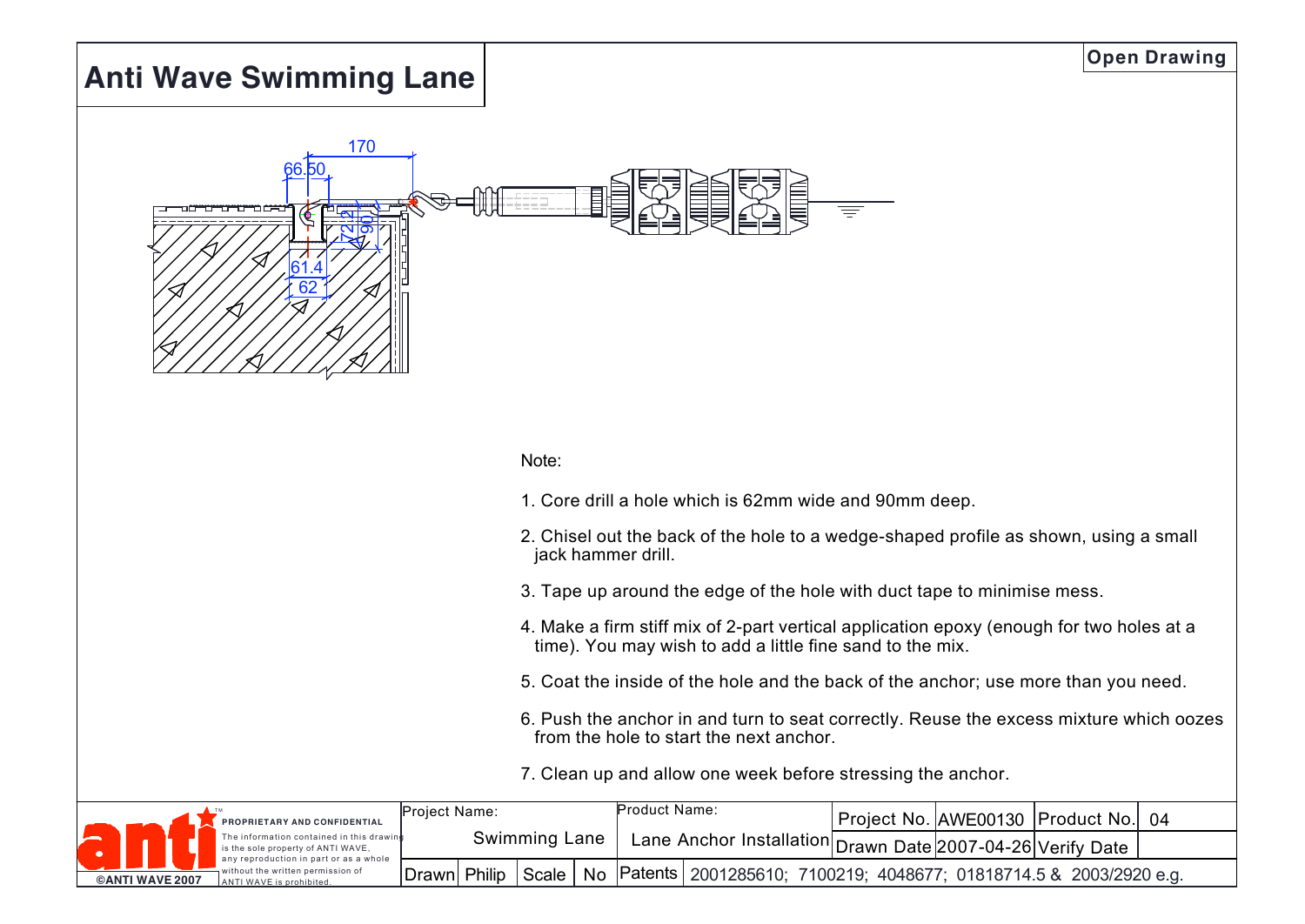# Anti Wave Swimming Lane

**Open Drawing**

170

66.50

72.2

90

61.4

62

Note:

1. Core drill a hole which is 62mm wide and 90mm deep.
2. Chisel out the back of the hole to a wedge-shaped profile as shown, using a small jack hammer drill.
3. Tape up around the edge of the hole with duct tape to minimise mess.
4. Make a firm stiff mix of 2-part vertical application epoxy (enough for two holes at a time). You may wish to add a little fine sand to the mix.
5. Coat the inside of the hole and the back of the anchor; use more than you need.
6. Push the anchor in and turn to seat correctly. Reuse the excess mixture which oozes from the hole to start the next anchor.
7. Clean up and allow one week before stressing the anchor.

**PROPRIETARY AND CONFIDENTIAL**
The information contained in this drawing is the sole property of ANTI WAVE, any reproduction in part or as a whole without the written permission of ANTI WAVE is prohibited.

©ANTI WAVE 2007

| Project Name: | Product Name: | Project No. | AWE00130 | Product No. | 04 |
|---|---|---|---|---|---|
| Swimming Lane | Lane Anchor Installation | Drawn Date | 2007-04-26 | Verify Date | |
| Drawn: Philip, Scale: No | Patents: 2001285610; 7100219; 4048677; 01818714.5 & 2003/2920 e.g. | | | | |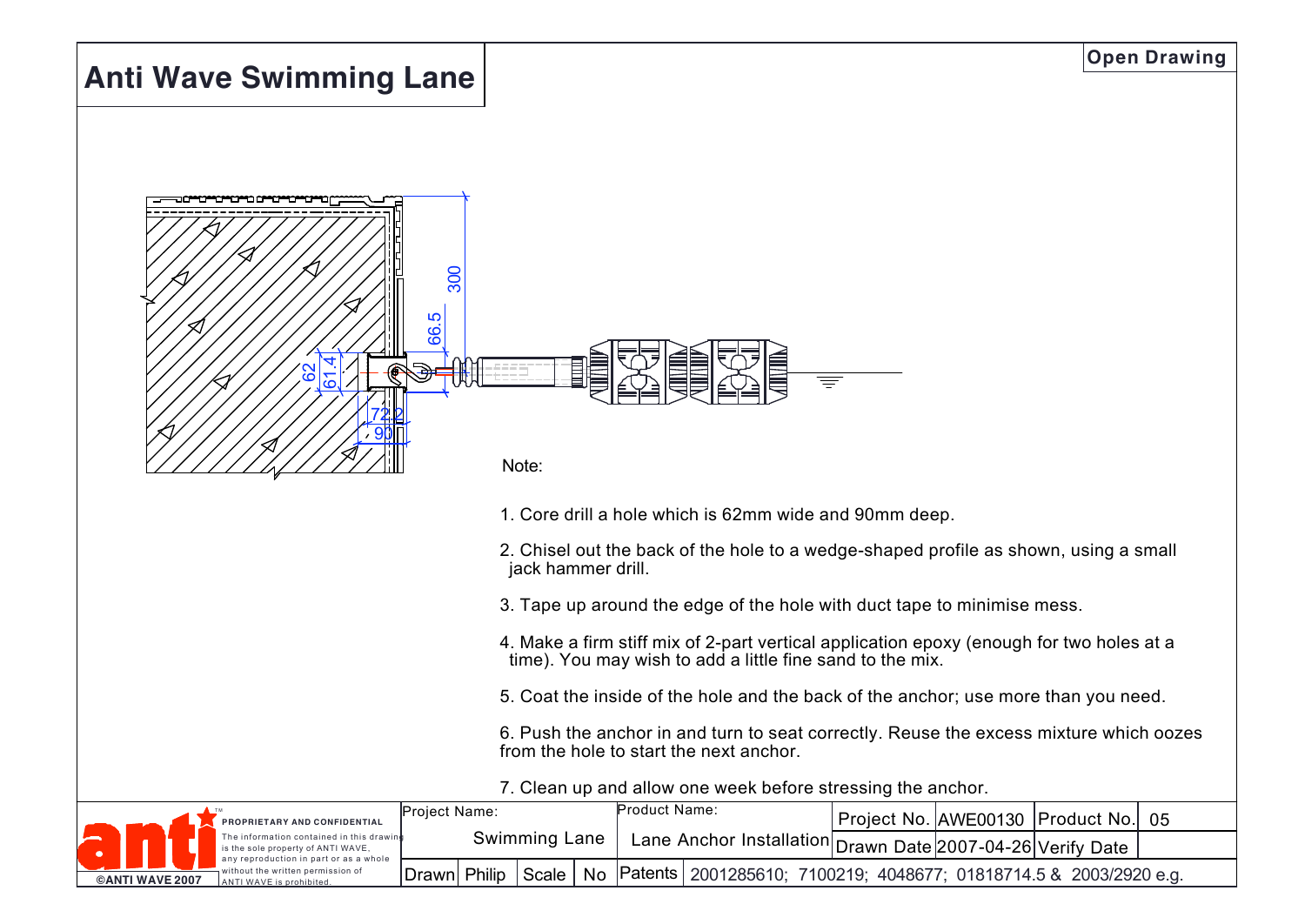# Anti Wave Swimming Lane

**Open Drawing**

Note:

1. Core drill a hole which is 62mm wide and 90mm deep.
2. Chisel out the back of the hole to a wedge-shaped profile as shown, using a small jack hammer drill.
3. Tape up around the edge of the hole with duct tape to minimise mess.
4. Make a firm stiff mix of 2-part vertical application epoxy (enough for two holes at a time). You may wish to add a little fine sand to the mix.
5. Coat the inside of the hole and the back of the anchor; use more than you need.
6. Push the anchor in and turn to seat correctly. Reuse the excess mixture which oozes from the hole to start the next anchor.
7. Clean up and allow one week before stressing the anchor.

**PROPRIETARY AND CONFIDENTIAL**

The information contained in this drawing is the sole property of ANTI WAVE, any reproduction in part or as a whole without the written permission of ANTI WAVE is prohibited.

©ANTI WAVE 2007

| Project Name: Swimming Lane | Product Name: Lane Anchor Installation | Project No. | AWE00130 | Product No. | 05 |
|---|---|---|---|---|---|
| | | Drawn Date | 2007-04-26 | Verify Date | |
| Drawn: Philip, Scale: No | Patents: 2001285610; 7100219; 4048677; 01818714.5 & 2003/2920 e.g. | | | | |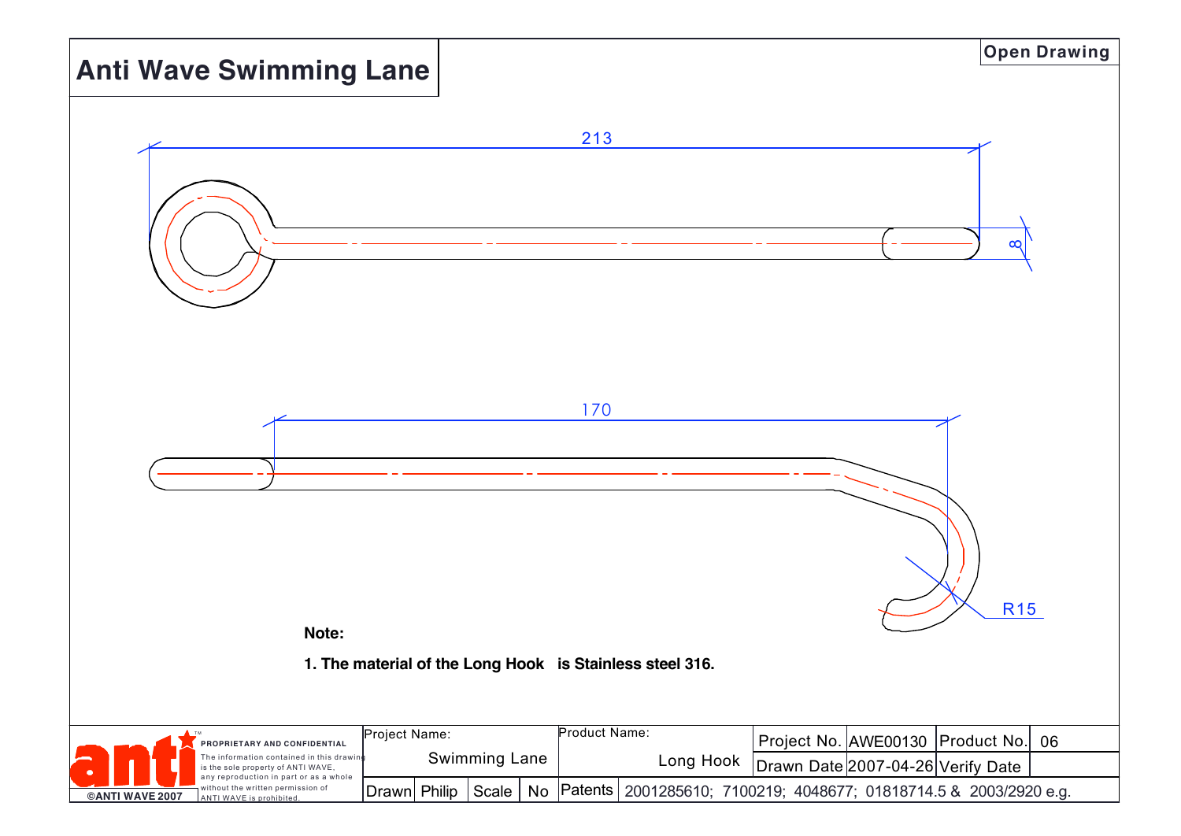# Anti Wave Swimming Lane

**Open Drawing**

213

8

170

R15

**Note:**

**1. The material of the Long Hook is Stainless steel 316.**

| | Project Name: | Product Name: | Project No. | AWE00130 | Product No. | 06 |
|---|---|---|---|---|---|---|
| **PROPRIETARY AND CONFIDENTIAL** The information contained in this drawing is the sole property of ANTI WAVE, any reproduction in part or as a whole without the written permission of ANTI WAVE is prohibited. | Swimming Lane | Long Hook | Drawn Date | 2007-04-26 | Verify Date | |
| ©ANTI WAVE 2007 | Drawn: Philip / Scale: No | Patents | 2001285610; 7100219; 4048677; 01818714.5 & 2003/2920 e.g. | | | |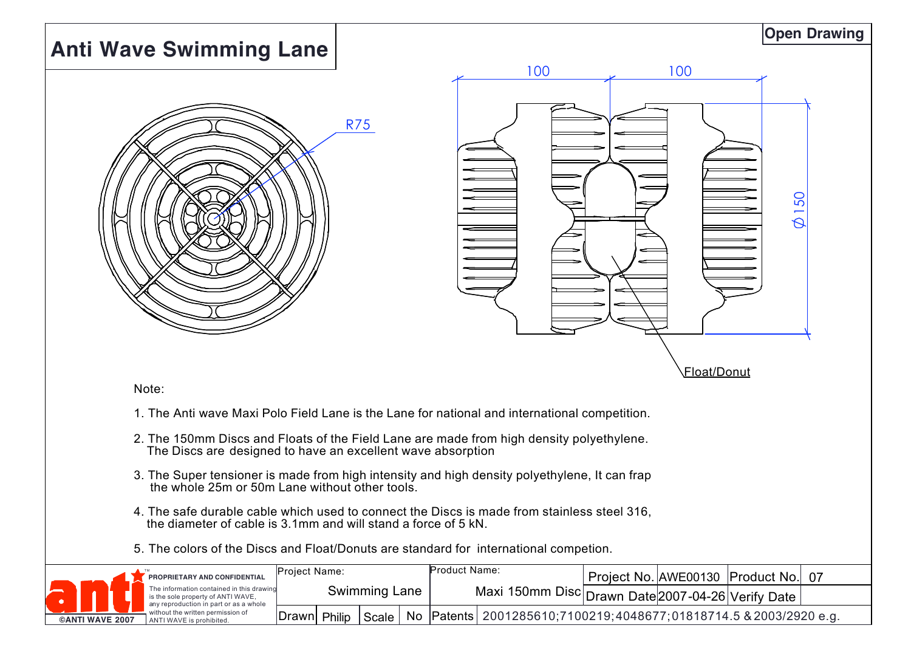# Anti Wave Swimming Lane

**Open Drawing**

R75

100 100

Ø150

Float/Donut

Note:

1. The Anti wave Maxi Polo Field Lane is the Lane for national and international competition.
2. The 150mm Discs and Floats of the Field Lane are made from high density polyethylene. The Discs are designed to have an excellent wave absorption
3. The Super tensioner is made from high intensity and high density polyethylene, It can frap the whole 25m or 50m Lane without other tools.
4. The safe durable cable which used to connect the Discs is made from stainless steel 316, the diameter of cable is 3.1mm and will stand a force of 5 kN.
5. The colors of the Discs and Float/Donuts are standard for international competion.

**PROPRIETARY AND CONFIDENTIAL**
The information contained in this drawing is the sole property of ANTI WAVE, any reproduction in part or as a whole without the written permission of ANTI WAVE is prohibited.

©ANTI WAVE 2007

| Project Name: | | Product Name: | Project No. | AWE00130 | Product No. | 07 |
|---|---|---|---|---|---|---|
| Swimming Lane | | Maxi 150mm Disc | Drawn Date | 2007-04-26 | Verify Date | |
| Drawn | Philip | Scale: No | Patents | 2001285610;7100219;4048677;01818714.5 & 2003/2920 e.g. | | |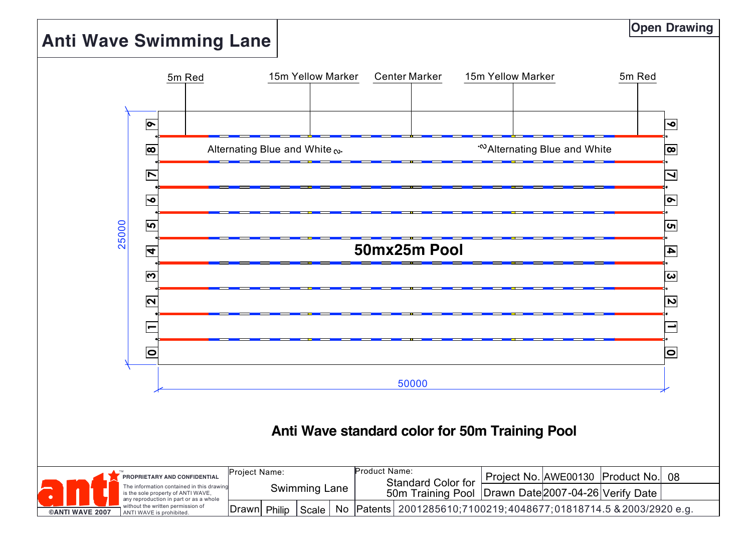# Anti Wave Swimming Lane

**Open Drawing**

5m Red | 15m Yellow Marker | Center Marker | 15m Yellow Marker | 5m Red

Alternating Blue and White | Alternating Blue and White

**50mx25m Pool**

Lanes: 0, 1, 2, 3, 4, 5, 6, 7, 8, 9

25000

50000

## Anti Wave standard color for 50m Training Pool

**PROPRIETARY AND CONFIDENTIAL**

The information contained in this drawing is the sole property of ANTI WAVE, any reproduction in part or as a whole without the written permission of ANTI WAVE is prohibited.

©ANTI WAVE 2007

| Project Name: | Product Name: | Project No. | AWE00130 | Product No. | 08 |
|---|---|---|---|---|---|
| Swimming Lane | Standard Color for 50m Training Pool | Drawn Date | 2007-04-26 | Verify Date | |

| Drawn | Philip | Scale | No | Patents | 2001285610;7100219;4048677;01818714.5 &2003/2920 e.g. |
|---|---|---|---|---|---|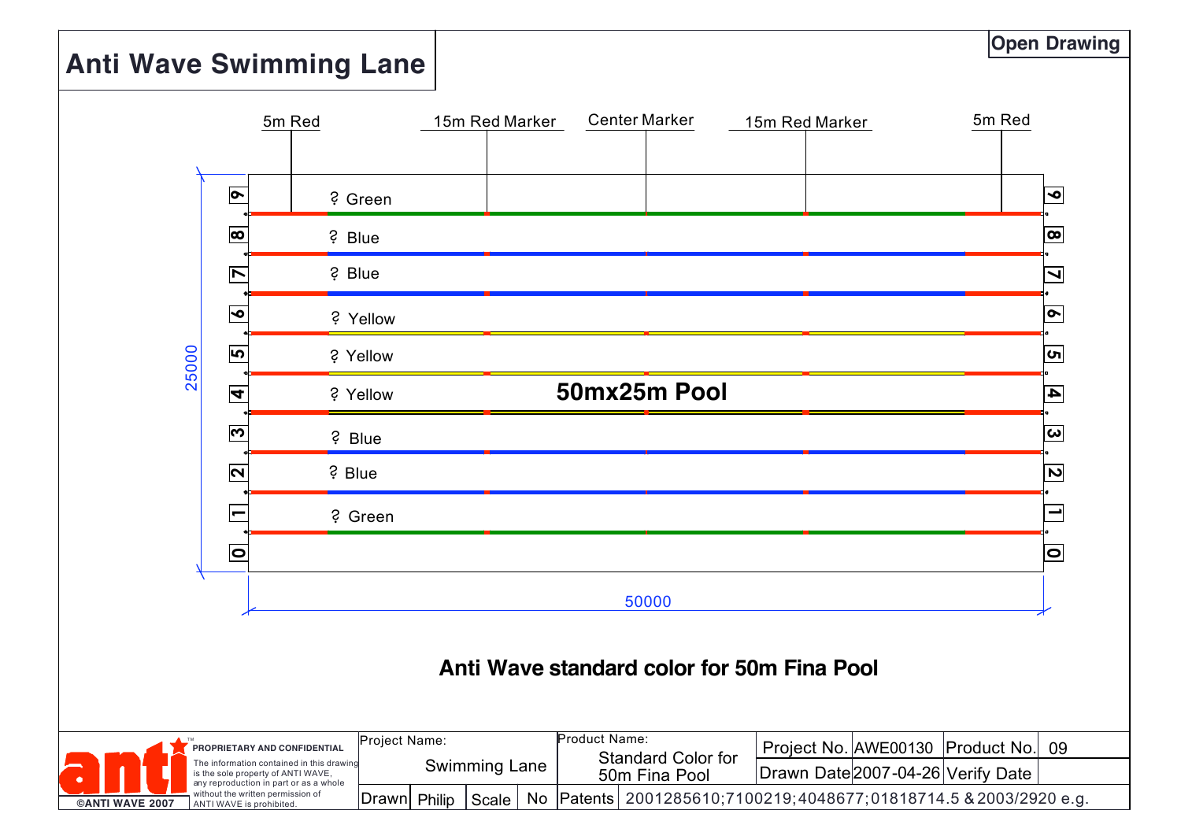# Anti Wave Swimming Lane

Open Drawing

5m Red | 15m Red Marker | Center Marker | 15m Red Marker | 5m Red

| Lane | Color |
|---|---|
| 9 | |
| 8 | ? Green |
| 7 | ? Blue |
| 6 | ? Blue |
| 5 | ? Yellow |
| 4 | ? Yellow |
| 3 | ? Yellow |
| 2 | ? Blue |
| 1 | ? Blue |
| 0 | ? Green |

**50mx25m Pool**

25000

50000

**Anti Wave standard color for 50m Fina Pool**

**PROPRIETARY AND CONFIDENTIAL**
The information contained in this drawing is the sole property of ANTI WAVE, any reproduction in part or as a whole without the written permission of ANTI WAVE is prohibited.

©ANTI WAVE 2007

| Project Name: | Product Name: | Project No. | AWE00130 | Product No. | 09 |
|---|---|---|---|---|---|
| Swimming Lane | Standard Color for 50m Fina Pool | Drawn Date | 2007-04-26 | Verify Date | |

Drawn: Philip | Scale: No | Patents: 2001285610;7100219;4048677;01818714.5 & 2003/2920 e.g.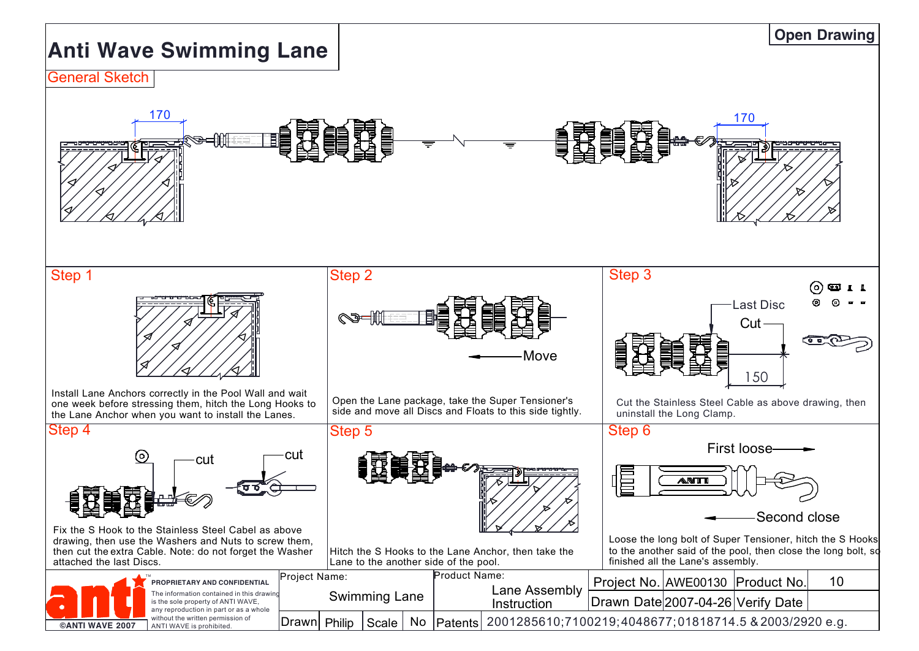# Anti Wave Swimming Lane

Open Drawing

## General Sketch

170

170

## Step 1

Install Lane Anchors correctly in the Pool Wall and wait one week before stressing them, hitch the Long Hooks to the Lane Anchor when you want to install the Lanes.

## Step 2

Move

Open the Lane package, take the Super Tensioner's side and move all Discs and Floats to this side tightly.

## Step 3

Last Disc

Cut

150

Cut the Stainless Steel Cable as above drawing, then uninstall the Long Clamp.

## Step 4

cut

cut

Fix the S Hook to the Stainless Steel Cabel as above drawing, then use the Washers and Nuts to screw them, then cut the extra Cable. Note: do not forget the Washer attached the last Discs.

## Step 5

Hitch the S Hooks to the Lane Anchor, then take the Lane to the another side of the pool.

## Step 6

First loose

ANTI

Second close

Loose the long bolt of Super Tensioner, hitch the S Hooks to the another said of the pool, then close the long bolt, so finished all the Lane's assembly.

---

anti™

©ANTI WAVE 2007

**PROPRIETARY AND CONFIDENTIAL**

The information contained in this drawing is the sole property of ANTI WAVE, any reproduction in part or as a whole without the written permission of ANTI WAVE is prohibited.

| | | | | | | | | | |
|---|---|---|---|---|---|---|---|---|---|
| Project Name: Swimming Lane | | | | Product Name: Lane Assembly Instruction | | Project No. | AWE00130 | Product No. | 10 |
| | | | | | | Drawn Date | 2007-04-26 | Verify Date | |
| Drawn | Philip | Scale | No | Patents | 2001285610;7100219;4048677;01818714.5 & 2003/2920 e.g. | | | | |